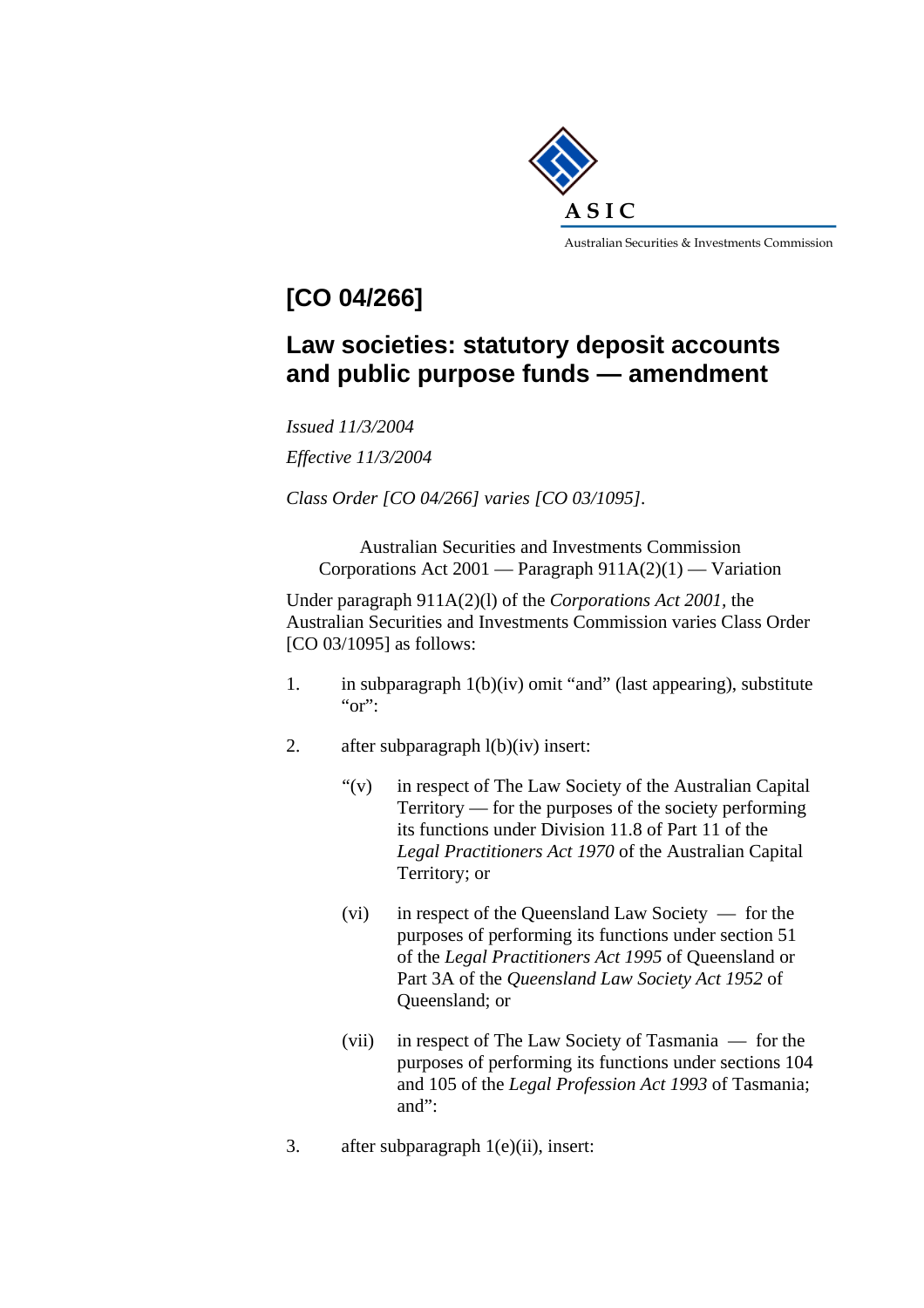ASIC

Australian Securities & Investments Commission

# [CO 04/266]

## Law societies: statutory deposit accounts and public purpose funds — amendment

*Issued 11/3/2004*

*Effective 11/3/2004*

*Class Order [CO 04/266] varies [CO 03/1095].*

Australian Securities and Investments Commission
Corporations Act 2001 — Paragraph 911A(2)(1) — Variation

Under paragraph 911A(2)(l) of the *Corporations Act 2001*, the Australian Securities and Investments Commission varies Class Order [CO 03/1095] as follows:

1. in subparagraph 1(b)(iv) omit "and" (last appearing), substitute "or":

2. after subparagraph l(b)(iv) insert:

   "(v) in respect of The Law Society of the Australian Capital Territory — for the purposes of the society performing its functions under Division 11.8 of Part 11 of the *Legal Practitioners Act 1970* of the Australian Capital Territory; or

   (vi) in respect of the Queensland Law Society — for the purposes of performing its functions under section 51 of the *Legal Practitioners Act 1995* of Queensland or Part 3A of the *Queensland Law Society Act 1952* of Queensland; or

   (vii) in respect of The Law Society of Tasmania — for the purposes of performing its functions under sections 104 and 105 of the *Legal Profession Act 1993* of Tasmania; and":

3. after subparagraph 1(e)(ii), insert: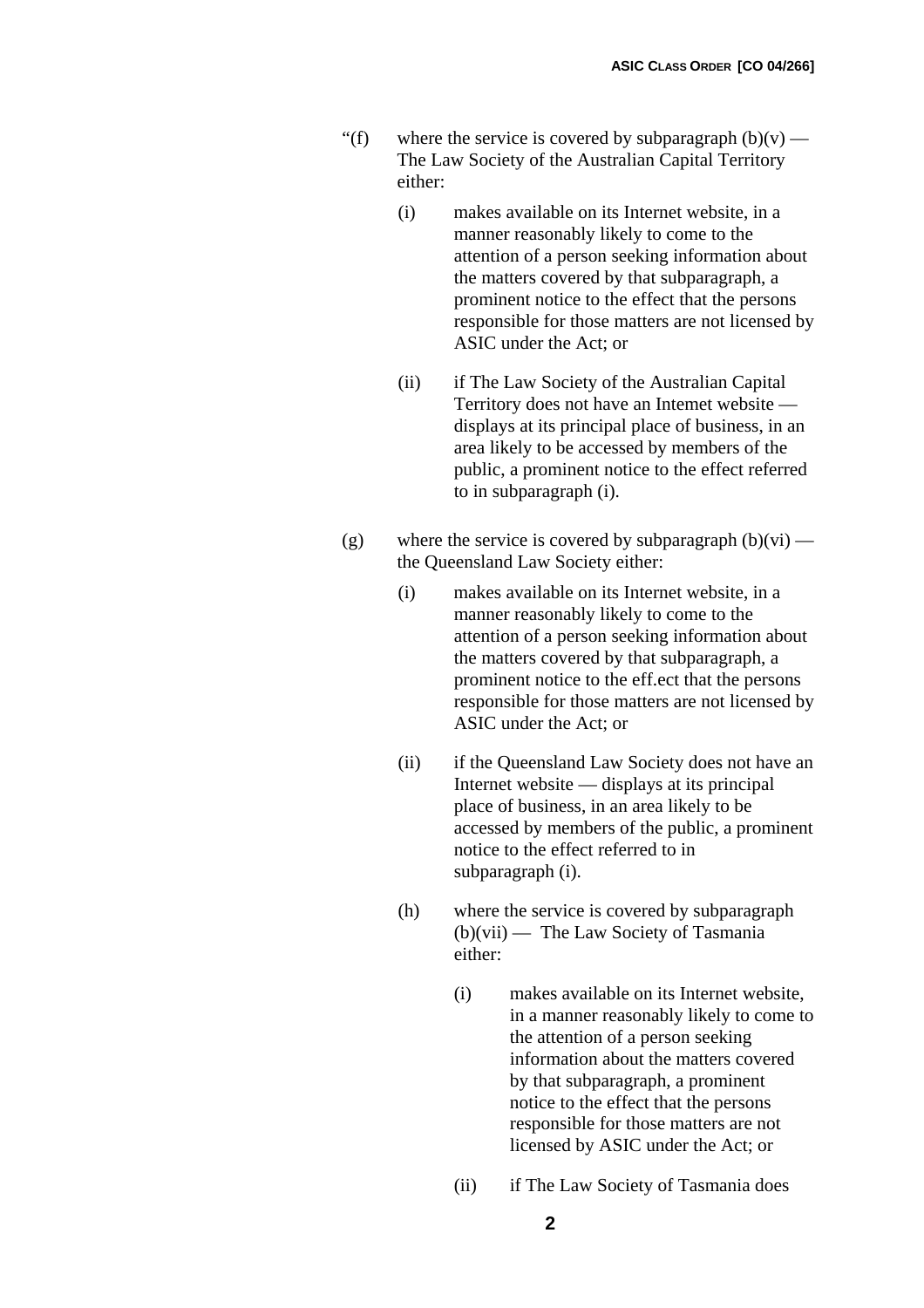"(f) where the service is covered by subparagraph (b)(v) — The Law Society of the Australian Capital Territory either:

   (i) makes available on its Internet website, in a manner reasonably likely to come to the attention of a person seeking information about the matters covered by that subparagraph, a prominent notice to the effect that the persons responsible for those matters are not licensed by ASIC under the Act; or

   (ii) if The Law Society of the Australian Capital Territory does not have an Intemet website — displays at its principal place of business, in an area likely to be accessed by members of the public, a prominent notice to the effect referred to in subparagraph (i).

(g) where the service is covered by subparagraph (b)(vi) — the Queensland Law Society either:

   (i) makes available on its Internet website, in a manner reasonably likely to come to the attention of a person seeking information about the matters covered by that subparagraph, a prominent notice to the eff.ect that the persons responsible for those matters are not licensed by ASIC under the Act; or

   (ii) if the Queensland Law Society does not have an Internet website — displays at its principal place of business, in an area likely to be accessed by members of the public, a prominent notice to the effect referred to in subparagraph (i).

   (h) where the service is covered by subparagraph (b)(vii) — The Law Society of Tasmania either:

      (i) makes available on its Internet website, in a manner reasonably likely to come to the attention of a person seeking information about the matters covered by that subparagraph, a prominent notice to the effect that the persons responsible for those matters are not licensed by ASIC under the Act; or

      (ii) if The Law Society of Tasmania does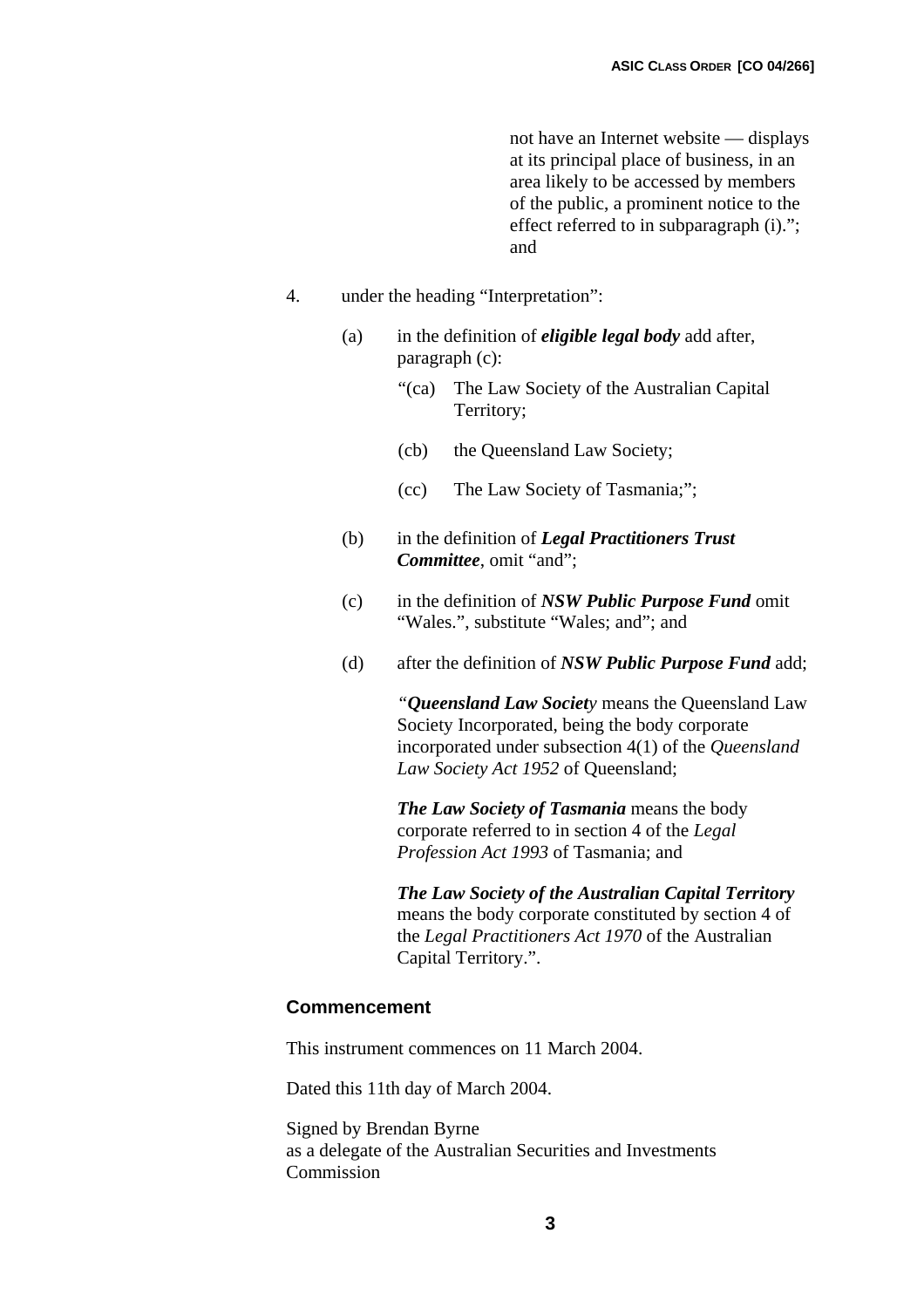not have an Internet website — displays at its principal place of business, in an area likely to be accessed by members of the public, a prominent notice to the effect referred to in subparagraph (i).”; and

4. under the heading “Interpretation”:

   (a) in the definition of ***eligible legal body*** add after, paragraph (c):

      “(ca) The Law Society of the Australian Capital Territory;

      (cb) the Queensland Law Society;

      (cc) The Law Society of Tasmania;”;

   (b) in the definition of ***Legal Practitioners Trust Committee***, omit “and”;

   (c) in the definition of ***NSW Public Purpose Fund*** omit “Wales.”, substitute “Wales; and”; and

   (d) after the definition of ***NSW Public Purpose Fund*** add;

      “***Queensland Law Society*** means the Queensland Law Society Incorporated, being the body corporate incorporated under subsection 4(1) of the *Queensland Law Society Act 1952* of Queensland;

      ***The Law Society of Tasmania*** means the body corporate referred to in section 4 of the *Legal Profession Act 1993* of Tasmania; and

      ***The Law Society of the Australian Capital Territory*** means the body corporate constituted by section 4 of the *Legal Practitioners Act 1970* of the Australian Capital Territory.”.

## Commencement

This instrument commences on 11 March 2004.

Dated this 11th day of March 2004.

Signed by Brendan Byrne
as a delegate of the Australian Securities and Investments Commission